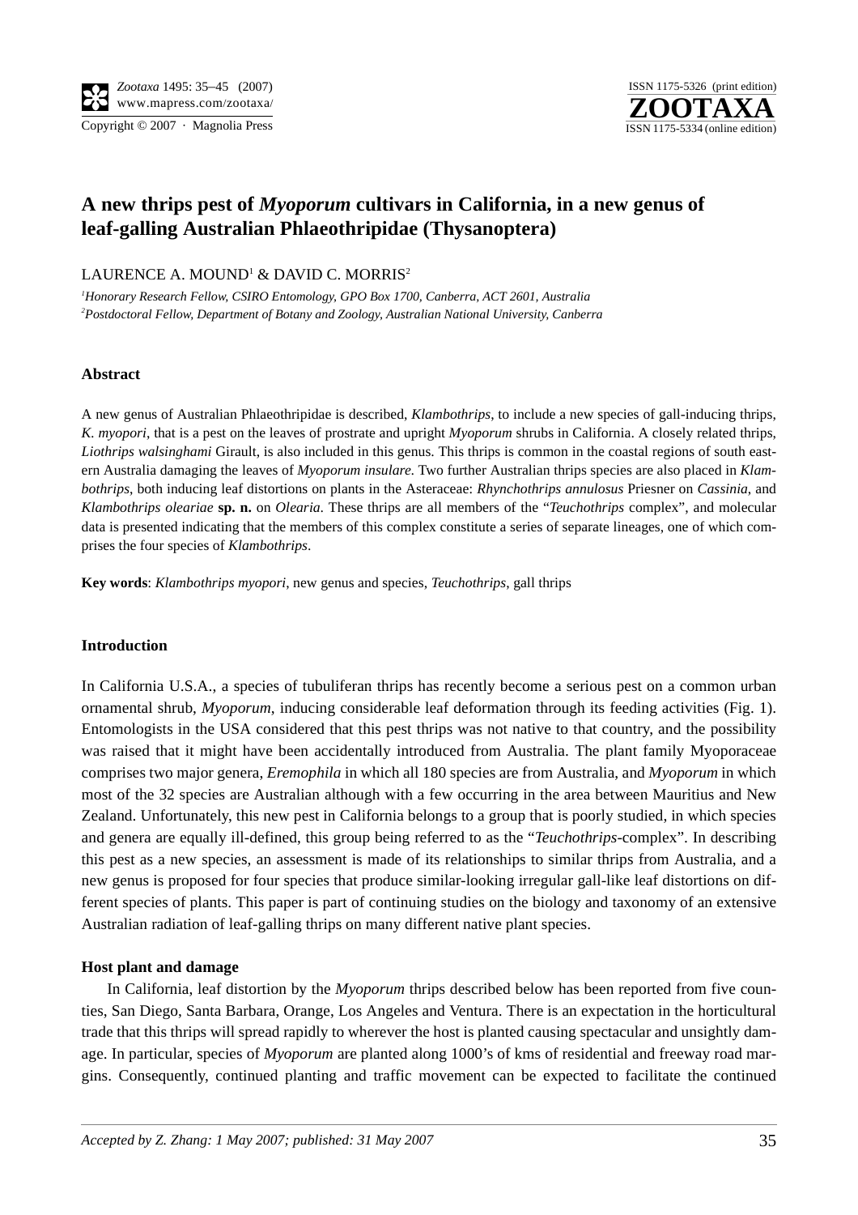# A new thrips pest of *Myoporum* cultivars in California, in a new genus of leaf-galling Australian Phlaeothripidae (Thysanoptera)

LAURENCE A. MOUND[1] & DAVID C. MORRIS[2]

[1]*Honorary Research Fellow, CSIRO Entomology, GPO Box 1700, Canberra, ACT 2601, Australia*
[2]*Postdoctoral Fellow, Department of Botany and Zoology, Australian National University, Canberra*

## Abstract

A new genus of Australian Phlaeothripidae is described, *Klambothrips*, to include a new species of gall-inducing thrips, *K. myopori*, that is a pest on the leaves of prostrate and upright *Myoporum* shrubs in California. A closely related thrips, *Liothrips walsinghami* Girault, is also included in this genus. This thrips is common in the coastal regions of south eastern Australia damaging the leaves of *Myoporum insulare*. Two further Australian thrips species are also placed in *Klambothrips*, both inducing leaf distortions on plants in the Asteraceae: *Rhynchothrips annulosus* Priesner on *Cassinia*, and *Klambothrips oleariae* **sp. n.** on *Olearia*. These thrips are all members of the "*Teuchothrips* complex", and molecular data is presented indicating that the members of this complex constitute a series of separate lineages, one of which comprises the four species of *Klambothrips*.

**Key words**: *Klambothrips myopori*, new genus and species, *Teuchothrips*, gall thrips

## Introduction

In California U.S.A., a species of tubuliferan thrips has recently become a serious pest on a common urban ornamental shrub, *Myoporum*, inducing considerable leaf deformation through its feeding activities (Fig. 1). Entomologists in the USA considered that this pest thrips was not native to that country, and the possibility was raised that it might have been accidentally introduced from Australia. The plant family Myoporaceae comprises two major genera, *Eremophila* in which all 180 species are from Australia, and *Myoporum* in which most of the 32 species are Australian although with a few occurring in the area between Mauritius and New Zealand. Unfortunately, this new pest in California belongs to a group that is poorly studied, in which species and genera are equally ill-defined, this group being referred to as the "*Teuchothrips*-complex". In describing this pest as a new species, an assessment is made of its relationships to similar thrips from Australia, and a new genus is proposed for four species that produce similar-looking irregular gall-like leaf distortions on different species of plants. This paper is part of continuing studies on the biology and taxonomy of an extensive Australian radiation of leaf-galling thrips on many different native plant species.

### Host plant and damage

In California, leaf distortion by the *Myoporum* thrips described below has been reported from five counties, San Diego, Santa Barbara, Orange, Los Angeles and Ventura. There is an expectation in the horticultural trade that this thrips will spread rapidly to wherever the host is planted causing spectacular and unsightly damage. In particular, species of *Myoporum* are planted along 1000's of kms of residential and freeway road margins. Consequently, continued planting and traffic movement can be expected to facilitate the continued

*Accepted by Z. Zhang: 1 May 2007; published: 31 May 2007*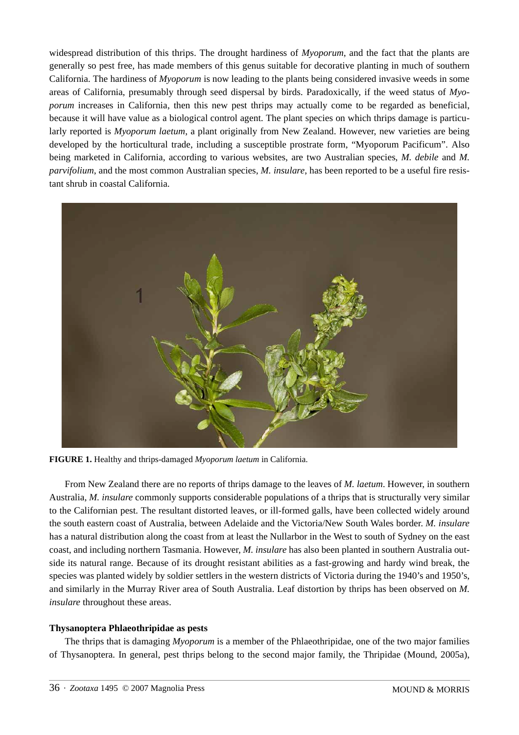widespread distribution of this thrips. The drought hardiness of *Myoporum*, and the fact that the plants are generally so pest free, has made members of this genus suitable for decorative planting in much of southern California. The hardiness of *Myoporum* is now leading to the plants being considered invasive weeds in some areas of California, presumably through seed dispersal by birds. Paradoxically, if the weed status of *Myoporum* increases in California, then this new pest thrips may actually come to be regarded as beneficial, because it will have value as a biological control agent. The plant species on which thrips damage is particularly reported is *Myoporum laetum*, a plant originally from New Zealand. However, new varieties are being developed by the horticultural trade, including a susceptible prostrate form, "Myoporum Pacificum". Also being marketed in California, according to various websites, are two Australian species, *M. debile* and *M. parvifolium*, and the most common Australian species, *M. insulare*, has been reported to be a useful fire resistant shrub in coastal California.

**FIGURE 1.** Healthy and thrips-damaged *Myoporum laetum* in California.

From New Zealand there are no reports of thrips damage to the leaves of *M. laetum*. However, in southern Australia, *M. insulare* commonly supports considerable populations of a thrips that is structurally very similar to the Californian pest. The resultant distorted leaves, or ill-formed galls, have been collected widely around the south eastern coast of Australia, between Adelaide and the Victoria/New South Wales border. *M. insulare* has a natural distribution along the coast from at least the Nullarbor in the West to south of Sydney on the east coast, and including northern Tasmania. However, *M. insulare* has also been planted in southern Australia outside its natural range. Because of its drought resistant abilities as a fast-growing and hardy wind break, the species was planted widely by soldier settlers in the western districts of Victoria during the 1940's and 1950's, and similarly in the Murray River area of South Australia. Leaf distortion by thrips has been observed on *M. insulare* throughout these areas.

### Thysanoptera Phlaeothripidae as pests

The thrips that is damaging *Myoporum* is a member of the Phlaeothripidae, one of the two major families of Thysanoptera. In general, pest thrips belong to the second major family, the Thripidae (Mound, 2005a),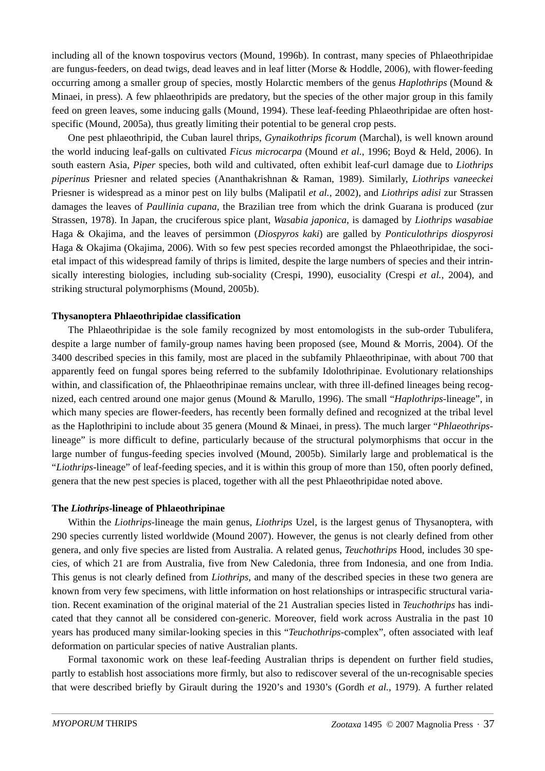including all of the known tospovirus vectors (Mound, 1996b). In contrast, many species of Phlaeothripidae are fungus-feeders, on dead twigs, dead leaves and in leaf litter (Morse & Hoddle, 2006), with flower-feeding occurring among a smaller group of species, mostly Holarctic members of the genus *Haplothrips* (Mound & Minaei, in press). A few phlaeothripids are predatory, but the species of the other major group in this family feed on green leaves, some inducing galls (Mound, 1994). These leaf-feeding Phlaeothripidae are often host-specific (Mound, 2005a), thus greatly limiting their potential to be general crop pests.

One pest phlaeothripid, the Cuban laurel thrips, *Gynaikothrips ficorum* (Marchal), is well known around the world inducing leaf-galls on cultivated *Ficus microcarpa* (Mound *et al.*, 1996; Boyd & Held, 2006). In south eastern Asia, *Piper* species, both wild and cultivated, often exhibit leaf-curl damage due to *Liothrips piperinus* Priesner and related species (Ananthakrishnan & Raman, 1989). Similarly, *Liothrips vaneeckei* Priesner is widespread as a minor pest on lily bulbs (Malipatil *et al.*, 2002), and *Liothrips adisi* zur Strassen damages the leaves of *Paullinia cupana*, the Brazilian tree from which the drink Guarana is produced (zur Strassen, 1978). In Japan, the cruciferous spice plant, *Wasabia japonica*, is damaged by *Liothrips wasabiae* Haga & Okajima, and the leaves of persimmon (*Diospyros kaki*) are galled by *Ponticulothrips diospyrosi* Haga & Okajima (Okajima, 2006). With so few pest species recorded amongst the Phlaeothripidae, the societal impact of this widespread family of thrips is limited, despite the large numbers of species and their intrinsically interesting biologies, including sub-sociality (Crespi, 1990), eusociality (Crespi *et al.*, 2004), and striking structural polymorphisms (Mound, 2005b).

**Thysanoptera Phlaeothripidae classification**

The Phlaeothripidae is the sole family recognized by most entomologists in the sub-order Tubulifera, despite a large number of family-group names having been proposed (see, Mound & Morris, 2004). Of the 3400 described species in this family, most are placed in the subfamily Phlaeothripinae, with about 700 that apparently feed on fungal spores being referred to the subfamily Idolothripinae. Evolutionary relationships within, and classification of, the Phlaeothripinae remains unclear, with three ill-defined lineages being recognized, each centred around one major genus (Mound & Marullo, 1996). The small "*Haplothrips*-lineage", in which many species are flower-feeders, has recently been formally defined and recognized at the tribal level as the Haplothripini to include about 35 genera (Mound & Minaei, in press). The much larger "*Phlaeothrips*-lineage" is more difficult to define, particularly because of the structural polymorphisms that occur in the large number of fungus-feeding species involved (Mound, 2005b). Similarly large and problematical is the "*Liothrips*-lineage" of leaf-feeding species, and it is within this group of more than 150, often poorly defined, genera that the new pest species is placed, together with all the pest Phlaeothripidae noted above.

**The *Liothrips*-lineage of Phlaeothripinae**

Within the *Liothrips*-lineage the main genus, *Liothrips* Uzel, is the largest genus of Thysanoptera, with 290 species currently listed worldwide (Mound 2007). However, the genus is not clearly defined from other genera, and only five species are listed from Australia. A related genus, *Teuchothrips* Hood, includes 30 species, of which 21 are from Australia, five from New Caledonia, three from Indonesia, and one from India. This genus is not clearly defined from *Liothrips*, and many of the described species in these two genera are known from very few specimens, with little information on host relationships or intraspecific structural variation. Recent examination of the original material of the 21 Australian species listed in *Teuchothrips* has indicated that they cannot all be considered con-generic. Moreover, field work across Australia in the past 10 years has produced many similar-looking species in this "*Teuchothrips*-complex", often associated with leaf deformation on particular species of native Australian plants.

Formal taxonomic work on these leaf-feeding Australian thrips is dependent on further field studies, partly to establish host associations more firmly, but also to rediscover several of the un-recognisable species that were described briefly by Girault during the 1920's and 1930's (Gordh *et al.*, 1979). A further related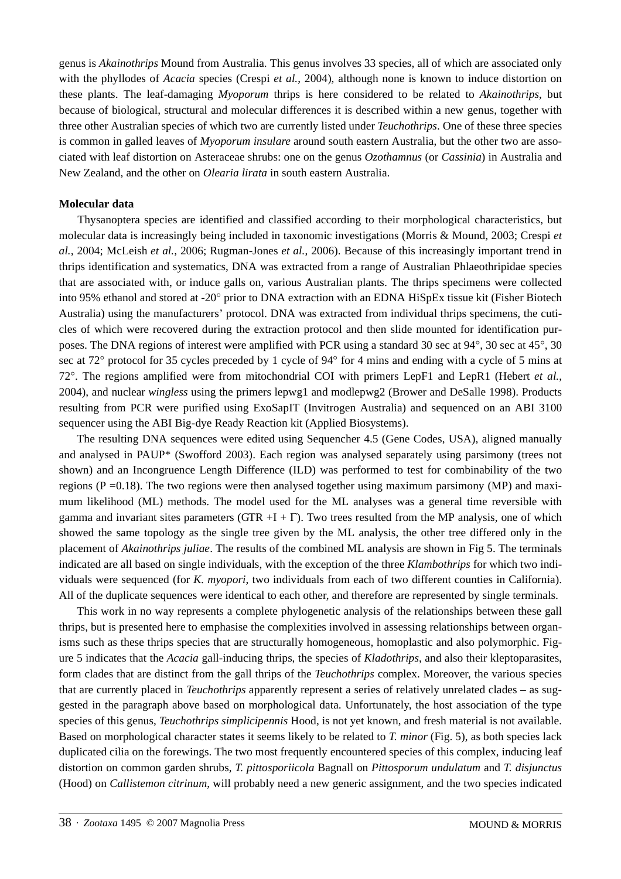genus is *Akainothrips* Mound from Australia. This genus involves 33 species, all of which are associated only with the phyllodes of *Acacia* species (Crespi *et al.*, 2004), although none is known to induce distortion on these plants. The leaf-damaging *Myoporum* thrips is here considered to be related to *Akainothrips*, but because of biological, structural and molecular differences it is described within a new genus, together with three other Australian species of which two are currently listed under *Teuchothrips*. One of these three species is common in galled leaves of *Myoporum insulare* around south eastern Australia, but the other two are associated with leaf distortion on Asteraceae shrubs: one on the genus *Ozothamnus* (or *Cassinia*) in Australia and New Zealand, and the other on *Olearia lirata* in south eastern Australia.

**Molecular data**

Thysanoptera species are identified and classified according to their morphological characteristics, but molecular data is increasingly being included in taxonomic investigations (Morris & Mound, 2003; Crespi *et al.*, 2004; McLeish *et al.*, 2006; Rugman-Jones *et al.*, 2006). Because of this increasingly important trend in thrips identification and systematics, DNA was extracted from a range of Australian Phlaeothripidae species that are associated with, or induce galls on, various Australian plants. The thrips specimens were collected into 95% ethanol and stored at -20° prior to DNA extraction with an EDNA HiSpEx tissue kit (Fisher Biotech Australia) using the manufacturers' protocol. DNA was extracted from individual thrips specimens, the cuticles of which were recovered during the extraction protocol and then slide mounted for identification purposes. The DNA regions of interest were amplified with PCR using a standard 30 sec at 94°, 30 sec at 45°, 30 sec at 72° protocol for 35 cycles preceded by 1 cycle of 94° for 4 mins and ending with a cycle of 5 mins at 72°. The regions amplified were from mitochondrial COI with primers LepF1 and LepR1 (Hebert *et al.*, 2004), and nuclear *wingless* using the primers lepwg1 and modlepwg2 (Brower and DeSalle 1998). Products resulting from PCR were purified using ExoSapIT (Invitrogen Australia) and sequenced on an ABI 3100 sequencer using the ABI Big-dye Ready Reaction kit (Applied Biosystems).

The resulting DNA sequences were edited using Sequencher 4.5 (Gene Codes, USA), aligned manually and analysed in PAUP* (Swofford 2003). Each region was analysed separately using parsimony (trees not shown) and an Incongruence Length Difference (ILD) was performed to test for combinability of the two regions ($P = 0.18$). The two regions were then analysed together using maximum parsimony (MP) and maximum likelihood (ML) methods. The model used for the ML analyses was a general time reversible with gamma and invariant sites parameters ($GTR + I + \Gamma$). Two trees resulted from the MP analysis, one of which showed the same topology as the single tree given by the ML analysis, the other tree differed only in the placement of *Akainothrips juliae*. The results of the combined ML analysis are shown in Fig 5. The terminals indicated are all based on single individuals, with the exception of the three *Klambothrips* for which two individuals were sequenced (for *K. myopori*, two individuals from each of two different counties in California). All of the duplicate sequences were identical to each other, and therefore are represented by single terminals.

This work in no way represents a complete phylogenetic analysis of the relationships between these gall thrips, but is presented here to emphasise the complexities involved in assessing relationships between organisms such as these thrips species that are structurally homogeneous, homoplastic and also polymorphic. Figure 5 indicates that the *Acacia* gall-inducing thrips, the species of *Kladothrips*, and also their kleptoparasites, form clades that are distinct from the gall thrips of the *Teuchothrips* complex. Moreover, the various species that are currently placed in *Teuchothrips* apparently represent a series of relatively unrelated clades – as suggested in the paragraph above based on morphological data. Unfortunately, the host association of the type species of this genus, *Teuchothrips simplicipennis* Hood, is not yet known, and fresh material is not available. Based on morphological character states it seems likely to be related to *T. minor* (Fig. 5), as both species lack duplicated cilia on the forewings. The two most frequently encountered species of this complex, inducing leaf distortion on common garden shrubs, *T. pittosporiicola* Bagnall on *Pittosporum undulatum* and *T. disjunctus* (Hood) on *Callistemon citrinum*, will probably need a new generic assignment, and the two species indicated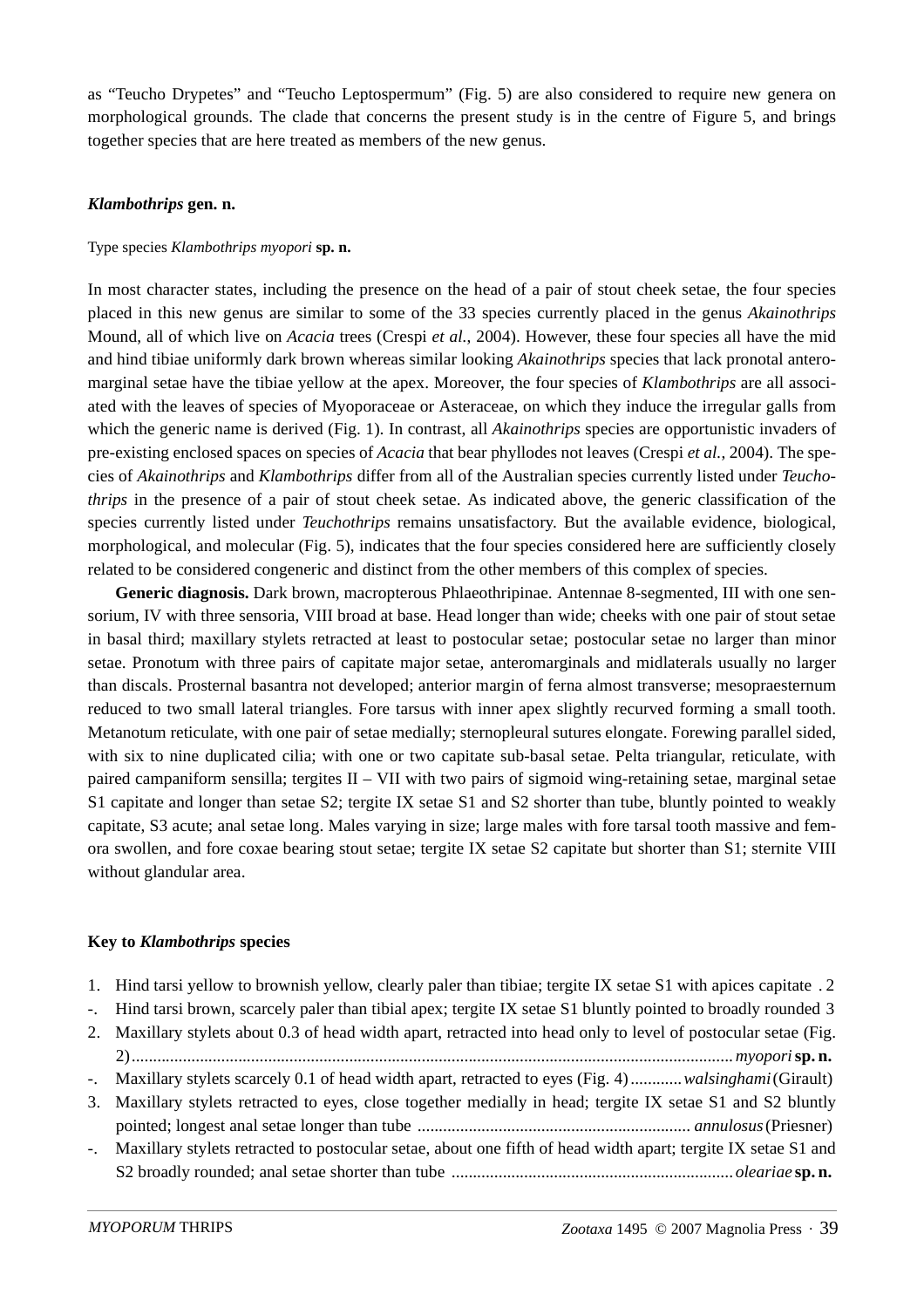as "Teucho Drypetes" and "Teucho Leptospermum" (Fig. 5) are also considered to require new genera on morphological grounds. The clade that concerns the present study is in the centre of Figure 5, and brings together species that are here treated as members of the new genus.

### *Klambothrips* gen. n.

Type species *Klambothrips myopori* **sp. n.**

In most character states, including the presence on the head of a pair of stout cheek setae, the four species placed in this new genus are similar to some of the 33 species currently placed in the genus *Akainothrips* Mound, all of which live on *Acacia* trees (Crespi *et al.*, 2004). However, these four species all have the mid and hind tibiae uniformly dark brown whereas similar looking *Akainothrips* species that lack pronotal anteromarginal setae have the tibiae yellow at the apex. Moreover, the four species of *Klambothrips* are all associated with the leaves of species of Myoporaceae or Asteraceae, on which they induce the irregular galls from which the generic name is derived (Fig. 1). In contrast, all *Akainothrips* species are opportunistic invaders of pre-existing enclosed spaces on species of *Acacia* that bear phyllodes not leaves (Crespi *et al.*, 2004). The species of *Akainothrips* and *Klambothrips* differ from all of the Australian species currently listed under *Teuchothrips* in the presence of a pair of stout cheek setae. As indicated above, the generic classification of the species currently listed under *Teuchothrips* remains unsatisfactory. But the available evidence, biological, morphological, and molecular (Fig. 5), indicates that the four species considered here are sufficiently closely related to be considered congeneric and distinct from the other members of this complex of species.

**Generic diagnosis.** Dark brown, macropterous Phlaeothripinae. Antennae 8-segmented, III with one sensorium, IV with three sensoria, VIII broad at base. Head longer than wide; cheeks with one pair of stout setae in basal third; maxillary stylets retracted at least to postocular setae; postocular setae no larger than minor setae. Pronotum with three pairs of capitate major setae, anteromarginals and midlaterals usually no larger than discals. Prosternal basantra not developed; anterior margin of ferna almost transverse; mesopraesternum reduced to two small lateral triangles. Fore tarsus with inner apex slightly recurved forming a small tooth. Metanotum reticulate, with one pair of setae medially; sternopleural sutures elongate. Forewing parallel sided, with six to nine duplicated cilia; with one or two capitate sub-basal setae. Pelta triangular, reticulate, with paired campaniform sensilla; tergites II – VII with two pairs of sigmoid wing-retaining setae, marginal setae S1 capitate and longer than setae S2; tergite IX setae S1 and S2 shorter than tube, bluntly pointed to weakly capitate, S3 acute; anal setae long. Males varying in size; large males with fore tarsal tooth massive and femora swollen, and fore coxae bearing stout setae; tergite IX setae S2 capitate but shorter than S1; sternite VIII without glandular area.

### Key to *Klambothrips* species

1. Hind tarsi yellow to brownish yellow, clearly paler than tibiae; tergite IX setae S1 with apices capitate . 2
-. Hind tarsi brown, scarcely paler than tibial apex; tergite IX setae S1 bluntly pointed to broadly rounded 3
2. Maxillary stylets about 0.3 of head width apart, retracted into head only to level of postocular setae (Fig. 2)............ *myopori* **sp. n.**
-. Maxillary stylets scarcely 0.1 of head width apart, retracted to eyes (Fig. 4)............ *walsinghami* (Girault)
3. Maxillary stylets retracted to eyes, close together medially in head; tergite IX setae S1 and S2 bluntly pointed; longest anal setae longer than tube ............ *annulosus* (Priesner)
-. Maxillary stylets retracted to postocular setae, about one fifth of head width apart; tergite IX setae S1 and S2 broadly rounded; anal setae shorter than tube ............ *oleariae* **sp. n.**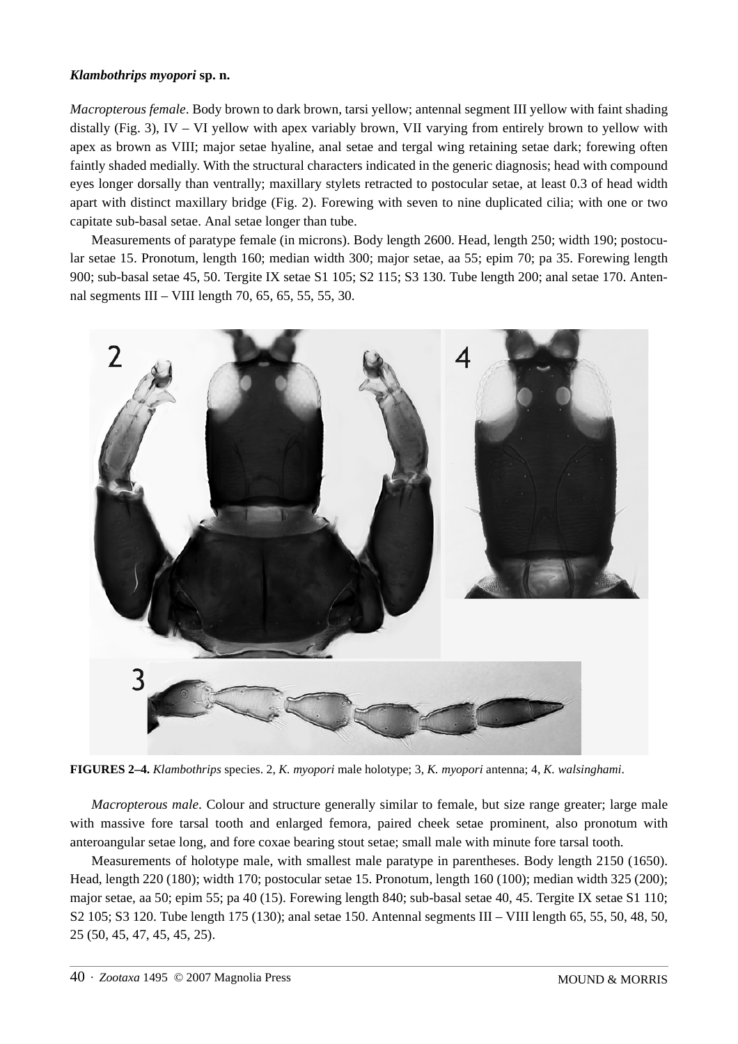***Klambothrips myopori*** **sp. n.**

*Macropterous female*. Body brown to dark brown, tarsi yellow; antennal segment III yellow with faint shading distally (Fig. 3), IV – VI yellow with apex variably brown, VII varying from entirely brown to yellow with apex as brown as VIII; major setae hyaline, anal setae and tergal wing retaining setae dark; forewing often faintly shaded medially. With the structural characters indicated in the generic diagnosis; head with compound eyes longer dorsally than ventrally; maxillary stylets retracted to postocular setae, at least 0.3 of head width apart with distinct maxillary bridge (Fig. 2). Forewing with seven to nine duplicated cilia; with one or two capitate sub-basal setae. Anal setae longer than tube.

Measurements of paratype female (in microns). Body length 2600. Head, length 250; width 190; postocular setae 15. Pronotum, length 160; median width 300; major setae, aa 55; epim 70; pa 35. Forewing length 900; sub-basal setae 45, 50. Tergite IX setae S1 105; S2 115; S3 130. Tube length 200; anal setae 170. Antennal segments III – VIII length 70, 65, 65, 55, 55, 30.

**FIGURES 2–4.** *Klambothrips* species. 2, *K. myopori* male holotype; 3, *K. myopori* antenna; 4, *K. walsinghami*.

*Macropterous male*. Colour and structure generally similar to female, but size range greater; large male with massive fore tarsal tooth and enlarged femora, paired cheek setae prominent, also pronotum with anteroangular setae long, and fore coxae bearing stout setae; small male with minute fore tarsal tooth.

Measurements of holotype male, with smallest male paratype in parentheses. Body length 2150 (1650). Head, length 220 (180); width 170; postocular setae 15. Pronotum, length 160 (100); median width 325 (200); major setae, aa 50; epim 55; pa 40 (15). Forewing length 840; sub-basal setae 40, 45. Tergite IX setae S1 110; S2 105; S3 120. Tube length 175 (130); anal setae 150. Antennal segments III – VIII length 65, 55, 50, 48, 50, 25 (50, 45, 47, 45, 45, 25).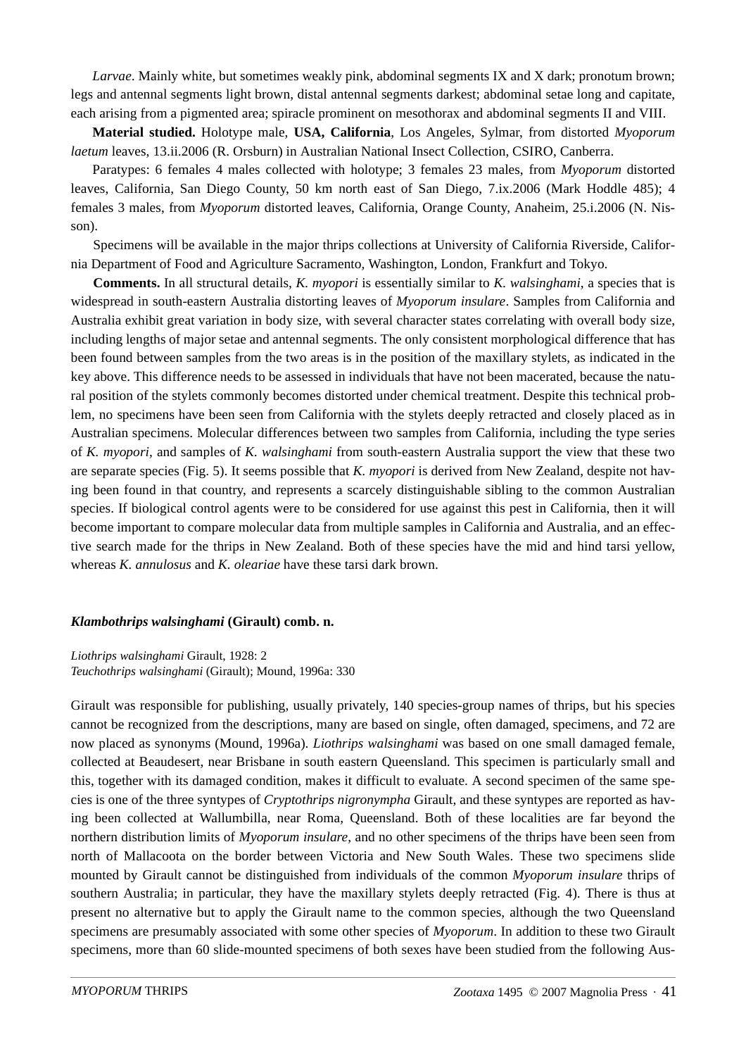*Larvae*. Mainly white, but sometimes weakly pink, abdominal segments IX and X dark; pronotum brown; legs and antennal segments light brown, distal antennal segments darkest; abdominal setae long and capitate, each arising from a pigmented area; spiracle prominent on mesothorax and abdominal segments II and VIII.

**Material studied.** Holotype male, **USA, California**, Los Angeles, Sylmar, from distorted *Myoporum laetum* leaves, 13.ii.2006 (R. Orsburn) in Australian National Insect Collection, CSIRO, Canberra.

Paratypes: 6 females 4 males collected with holotype; 3 females 23 males, from *Myoporum* distorted leaves, California, San Diego County, 50 km north east of San Diego, 7.ix.2006 (Mark Hoddle 485); 4 females 3 males, from *Myoporum* distorted leaves, California, Orange County, Anaheim, 25.i.2006 (N. Nisson).

Specimens will be available in the major thrips collections at University of California Riverside, California Department of Food and Agriculture Sacramento, Washington, London, Frankfurt and Tokyo.

**Comments.** In all structural details, *K. myopori* is essentially similar to *K. walsinghami*, a species that is widespread in south-eastern Australia distorting leaves of *Myoporum insulare*. Samples from California and Australia exhibit great variation in body size, with several character states correlating with overall body size, including lengths of major setae and antennal segments. The only consistent morphological difference that has been found between samples from the two areas is in the position of the maxillary stylets, as indicated in the key above. This difference needs to be assessed in individuals that have not been macerated, because the natural position of the stylets commonly becomes distorted under chemical treatment. Despite this technical problem, no specimens have been seen from California with the stylets deeply retracted and closely placed as in Australian specimens. Molecular differences between two samples from California, including the type series of *K. myopori*, and samples of *K. walsinghami* from south-eastern Australia support the view that these two are separate species (Fig. 5). It seems possible that *K. myopori* is derived from New Zealand, despite not having been found in that country, and represents a scarcely distinguishable sibling to the common Australian species. If biological control agents were to be considered for use against this pest in California, then it will become important to compare molecular data from multiple samples in California and Australia, and an effective search made for the thrips in New Zealand. Both of these species have the mid and hind tarsi yellow, whereas *K. annulosus* and *K. oleariae* have these tarsi dark brown.

### *Klambothrips walsinghami* (Girault) comb. n.

*Liothrips walsinghami* Girault, 1928: 2
*Teuchothrips walsinghami* (Girault); Mound, 1996a: 330

Girault was responsible for publishing, usually privately, 140 species-group names of thrips, but his species cannot be recognized from the descriptions, many are based on single, often damaged, specimens, and 72 are now placed as synonyms (Mound, 1996a). *Liothrips walsinghami* was based on one small damaged female, collected at Beaudesert, near Brisbane in south eastern Queensland. This specimen is particularly small and this, together with its damaged condition, makes it difficult to evaluate. A second specimen of the same species is one of the three syntypes of *Cryptothrips nigronympha* Girault, and these syntypes are reported as having been collected at Wallumbilla, near Roma, Queensland. Both of these localities are far beyond the northern distribution limits of *Myoporum insulare*, and no other specimens of the thrips have been seen from north of Mallacoota on the border between Victoria and New South Wales. These two specimens slide mounted by Girault cannot be distinguished from individuals of the common *Myoporum insulare* thrips of southern Australia; in particular, they have the maxillary stylets deeply retracted (Fig. 4). There is thus at present no alternative but to apply the Girault name to the common species, although the two Queensland specimens are presumably associated with some other species of *Myoporum*. In addition to these two Girault specimens, more than 60 slide-mounted specimens of both sexes have been studied from the following Aus-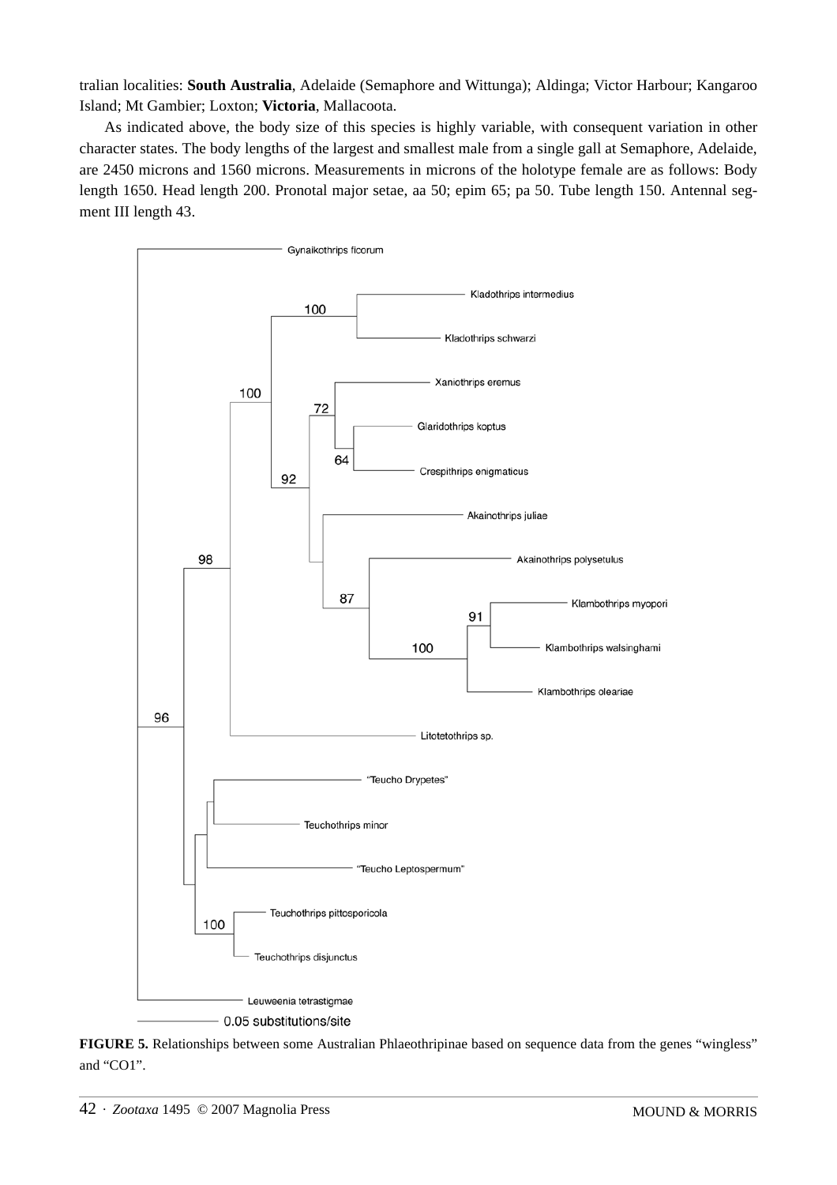tralian localities: **South Australia**, Adelaide (Semaphore and Wittunga); Aldinga; Victor Harbour; Kangaroo Island; Mt Gambier; Loxton; **Victoria**, Mallacoota.

As indicated above, the body size of this species is highly variable, with consequent variation in other character states. The body lengths of the largest and smallest male from a single gall at Semaphore, Adelaide, are 2450 microns and 1560 microns. Measurements in microns of the holotype female are as follows: Body length 1650. Head length 200. Pronotal major setae, aa 50; epim 65; pa 50. Tube length 150. Antennal segment III length 43.

**FIGURE 5.** Relationships between some Australian Phlaeothripinae based on sequence data from the genes "wingless" and "CO1".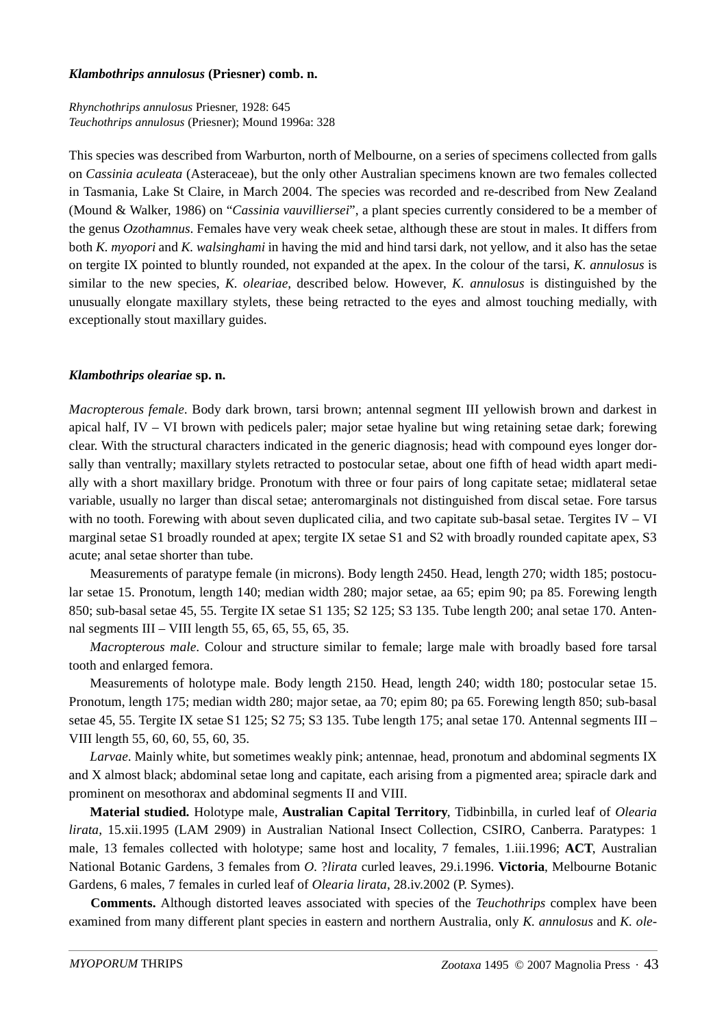### *Klambothrips annulosus* (Priesner) comb. n.

*Rhynchothrips annulosus* Priesner, 1928: 645
*Teuchothrips annulosus* (Priesner); Mound 1996a: 328

This species was described from Warburton, north of Melbourne, on a series of specimens collected from galls on *Cassinia aculeata* (Asteraceae), but the only other Australian specimens known are two females collected in Tasmania, Lake St Claire, in March 2004. The species was recorded and re-described from New Zealand (Mound & Walker, 1986) on "*Cassinia vauvilliersei*", a plant species currently considered to be a member of the genus *Ozothamnus*. Females have very weak cheek setae, although these are stout in males. It differs from both *K. myopori* and *K. walsinghami* in having the mid and hind tarsi dark, not yellow, and it also has the setae on tergite IX pointed to bluntly rounded, not expanded at the apex. In the colour of the tarsi, *K. annulosus* is similar to the new species, *K. oleariae*, described below. However, *K. annulosus* is distinguished by the unusually elongate maxillary stylets, these being retracted to the eyes and almost touching medially, with exceptionally stout maxillary guides.

### *Klambothrips oleariae* sp. n.

*Macropterous female*. Body dark brown, tarsi brown; antennal segment III yellowish brown and darkest in apical half, IV – VI brown with pedicels paler; major setae hyaline but wing retaining setae dark; forewing clear. With the structural characters indicated in the generic diagnosis; head with compound eyes longer dorsally than ventrally; maxillary stylets retracted to postocular setae, about one fifth of head width apart medially with a short maxillary bridge. Pronotum with three or four pairs of long capitate setae; midlateral setae variable, usually no larger than discal setae; anteromarginals not distinguished from discal setae. Fore tarsus with no tooth. Forewing with about seven duplicated cilia, and two capitate sub-basal setae. Tergites IV – VI marginal setae S1 broadly rounded at apex; tergite IX setae S1 and S2 with broadly rounded capitate apex, S3 acute; anal setae shorter than tube.

Measurements of paratype female (in microns). Body length 2450. Head, length 270; width 185; postocular setae 15. Pronotum, length 140; median width 280; major setae, aa 65; epim 90; pa 85. Forewing length 850; sub-basal setae 45, 55. Tergite IX setae S1 135; S2 125; S3 135. Tube length 200; anal setae 170. Antennal segments III – VIII length 55, 65, 65, 55, 65, 35.

*Macropterous male*. Colour and structure similar to female; large male with broadly based fore tarsal tooth and enlarged femora.

Measurements of holotype male. Body length 2150. Head, length 240; width 180; postocular setae 15. Pronotum, length 175; median width 280; major setae, aa 70; epim 80; pa 65. Forewing length 850; sub-basal setae 45, 55. Tergite IX setae S1 125; S2 75; S3 135. Tube length 175; anal setae 170. Antennal segments III – VIII length 55, 60, 60, 55, 60, 35.

*Larvae*. Mainly white, but sometimes weakly pink; antennae, head, pronotum and abdominal segments IX and X almost black; abdominal setae long and capitate, each arising from a pigmented area; spiracle dark and prominent on mesothorax and abdominal segments II and VIII.

**Material studied.** Holotype male, **Australian Capital Territory**, Tidbinbilla, in curled leaf of *Olearia lirata*, 15.xii.1995 (LAM 2909) in Australian National Insect Collection, CSIRO, Canberra. Paratypes: 1 male, 13 females collected with holotype; same host and locality, 7 females, 1.iii.1996; **ACT**, Australian National Botanic Gardens, 3 females from *O.* ?*lirata* curled leaves, 29.i.1996. **Victoria**, Melbourne Botanic Gardens, 6 males, 7 females in curled leaf of *Olearia lirata*, 28.iv.2002 (P. Symes).

**Comments.** Although distorted leaves associated with species of the *Teuchothrips* complex have been examined from many different plant species in eastern and northern Australia, only *K. annulosus* and *K. ole-*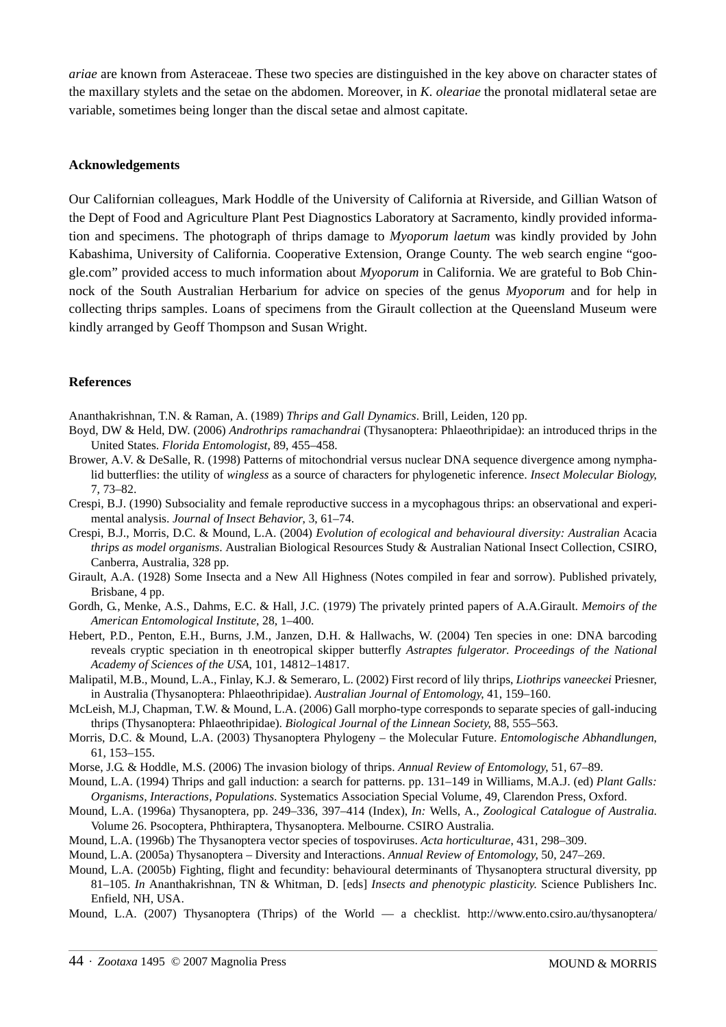*ariae* are known from Asteraceae. These two species are distinguished in the key above on character states of the maxillary stylets and the setae on the abdomen. Moreover, in *K. oleariae* the pronotal midlateral setae are variable, sometimes being longer than the discal setae and almost capitate.

## Acknowledgements

Our Californian colleagues, Mark Hoddle of the University of California at Riverside, and Gillian Watson of the Dept of Food and Agriculture Plant Pest Diagnostics Laboratory at Sacramento, kindly provided information and specimens. The photograph of thrips damage to *Myoporum laetum* was kindly provided by John Kabashima, University of California. Cooperative Extension, Orange County. The web search engine "google.com" provided access to much information about *Myoporum* in California. We are grateful to Bob Chinnock of the South Australian Herbarium for advice on species of the genus *Myoporum* and for help in collecting thrips samples. Loans of specimens from the Girault collection at the Queensland Museum were kindly arranged by Geoff Thompson and Susan Wright.

## References

Ananthakrishnan, T.N. & Raman, A. (1989) *Thrips and Gall Dynamics*. Brill, Leiden, 120 pp.

Boyd, DW & Held, DW. (2006) *Androthrips ramachandrai* (Thysanoptera: Phlaeothripidae): an introduced thrips in the United States. *Florida Entomologist*, 89, 455–458.

Brower, A.V. & DeSalle, R. (1998) Patterns of mitochondrial versus nuclear DNA sequence divergence among nymphalid butterflies: the utility of *wingless* as a source of characters for phylogenetic inference. *Insect Molecular Biology*, 7, 73–82.

Crespi, B.J. (1990) Subsociality and female reproductive success in a mycophagous thrips: an observational and experimental analysis. *Journal of Insect Behavior*, 3, 61–74.

Crespi, B.J., Morris, D.C. & Mound, L.A. (2004) *Evolution of ecological and behavioural diversity: Australian* Acacia *thrips as model organisms.* Australian Biological Resources Study & Australian National Insect Collection, CSIRO, Canberra, Australia, 328 pp.

Girault, A.A. (1928) Some Insecta and a New All Highness (Notes compiled in fear and sorrow). Published privately, Brisbane, 4 pp.

Gordh, G., Menke, A.S., Dahms, E.C. & Hall, J.C. (1979) The privately printed papers of A.A.Girault. *Memoirs of the American Entomological Institute*, 28, 1–400.

Hebert, P.D., Penton, E.H., Burns, J.M., Janzen, D.H. & Hallwachs, W. (2004) Ten species in one: DNA barcoding reveals cryptic speciation in th eneotropical skipper butterfly *Astraptes fulgerator. Proceedings of the National Academy of Sciences of the USA*, 101, 14812–14817.

Malipatil, M.B., Mound, L.A., Finlay, K.J. & Semeraro, L. (2002) First record of lily thrips, *Liothrips vaneeckei* Priesner, in Australia (Thysanoptera: Phlaeothripidae). *Australian Journal of Entomology*, 41, 159–160.

McLeish, M.J, Chapman, T.W. & Mound, L.A. (2006) Gall morpho-type corresponds to separate species of gall-inducing thrips (Thysanoptera: Phlaeothripidae). *Biological Journal of the Linnean Society*, 88, 555–563.

Morris, D.C. & Mound, L.A. (2003) Thysanoptera Phylogeny – the Molecular Future. *Entomologische Abhandlungen*, 61, 153–155.

Morse, J.G. & Hoddle, M.S. (2006) The invasion biology of thrips. *Annual Review of Entomology*, 51, 67–89.

Mound, L.A. (1994) Thrips and gall induction: a search for patterns. pp. 131–149 in Williams, M.A.J. (ed) *Plant Galls: Organisms, Interactions, Populations*. Systematics Association Special Volume, 49, Clarendon Press, Oxford.

Mound, L.A. (1996a) Thysanoptera, pp. 249–336, 397–414 (Index), *In:* Wells, A., *Zoological Catalogue of Australia.* Volume 26. Psocoptera, Phthiraptera, Thysanoptera. Melbourne. CSIRO Australia.

Mound, L.A. (1996b) The Thysanoptera vector species of tospoviruses. *Acta horticulturae*, 431, 298–309.

Mound, L.A. (2005a) Thysanoptera – Diversity and Interactions. *Annual Review of Entomology*, 50, 247–269.

Mound, L.A. (2005b) Fighting, flight and fecundity: behavioural determinants of Thysanoptera structural diversity, pp 81–105. *In* Ananthakrishnan, TN & Whitman, D. [eds] *Insects and phenotypic plasticity.* Science Publishers Inc. Enfield, NH, USA.

Mound, L.A. (2007) Thysanoptera (Thrips) of the World — a checklist. http://www.ento.csiro.au/thysanoptera/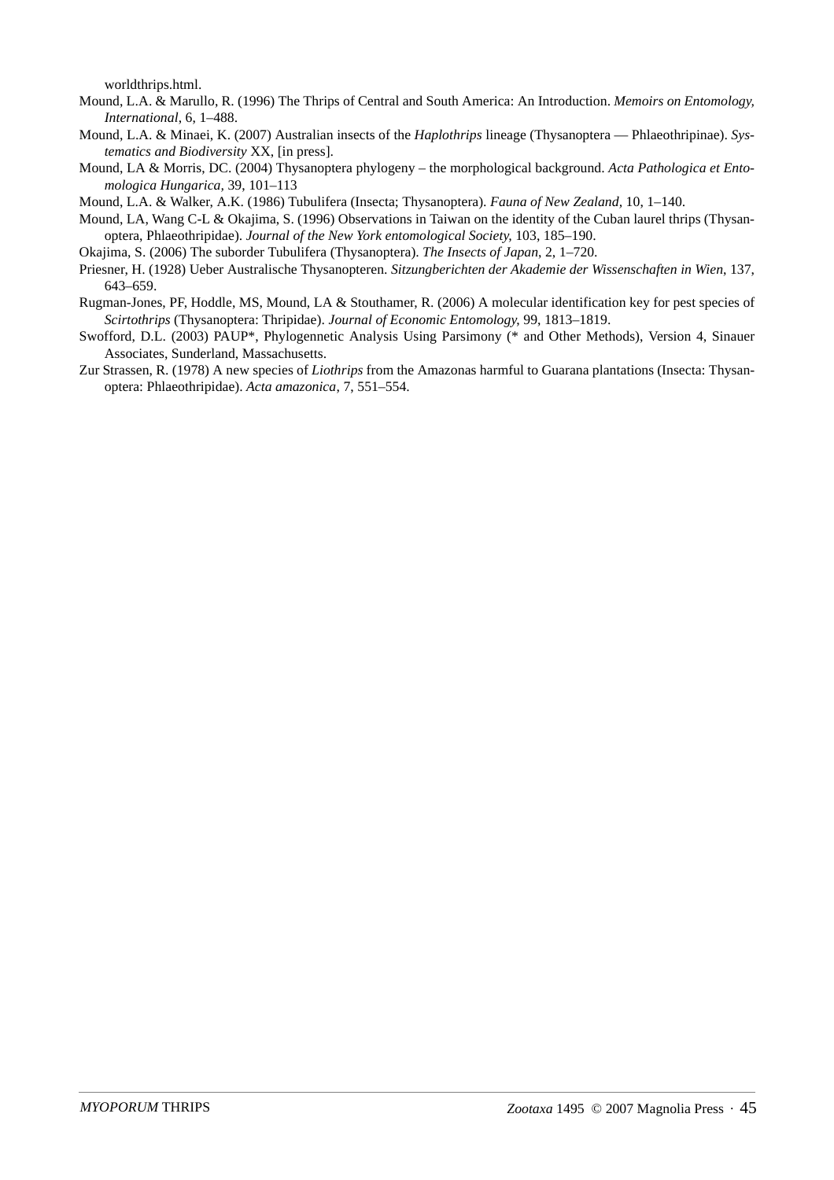worldthrips.html.

Mound, L.A. & Marullo, R. (1996) The Thrips of Central and South America: An Introduction. *Memoirs on Entomology, International*, 6, 1–488.

Mound, L.A. & Minaei, K. (2007) Australian insects of the *Haplothrips* lineage (Thysanoptera — Phlaeothripinae). *Systematics and Biodiversity* XX, [in press].

Mound, LA & Morris, DC. (2004) Thysanoptera phylogeny – the morphological background. *Acta Pathologica et Entomologica Hungarica,* 39, 101–113

Mound, L.A. & Walker, A.K. (1986) Tubulifera (Insecta; Thysanoptera). *Fauna of New Zealand,* 10, 1–140.

Mound, LA, Wang C-L & Okajima, S. (1996) Observations in Taiwan on the identity of the Cuban laurel thrips (Thysanoptera, Phlaeothripidae). *Journal of the New York entomological Society,* 103, 185–190.

Okajima, S. (2006) The suborder Tubulifera (Thysanoptera). *The Insects of Japan*, 2, 1–720.

Priesner, H. (1928) Ueber Australische Thysanopteren. *Sitzungberichten der Akademie der Wissenschaften in Wien*, 137, 643–659.

Rugman-Jones, PF, Hoddle, MS, Mound, LA & Stouthamer, R. (2006) A molecular identification key for pest species of *Scirtothrips* (Thysanoptera: Thripidae). *Journal of Economic Entomology,* 99, 1813–1819.

Swofford, D.L. (2003) PAUP*, Phylogennetic Analysis Using Parsimony (* and Other Methods), Version 4, Sinauer Associates, Sunderland, Massachusetts.

Zur Strassen, R. (1978) A new species of *Liothrips* from the Amazonas harmful to Guarana plantations (Insecta: Thysanoptera: Phlaeothripidae). *Acta amazonica*, 7, 551–554.